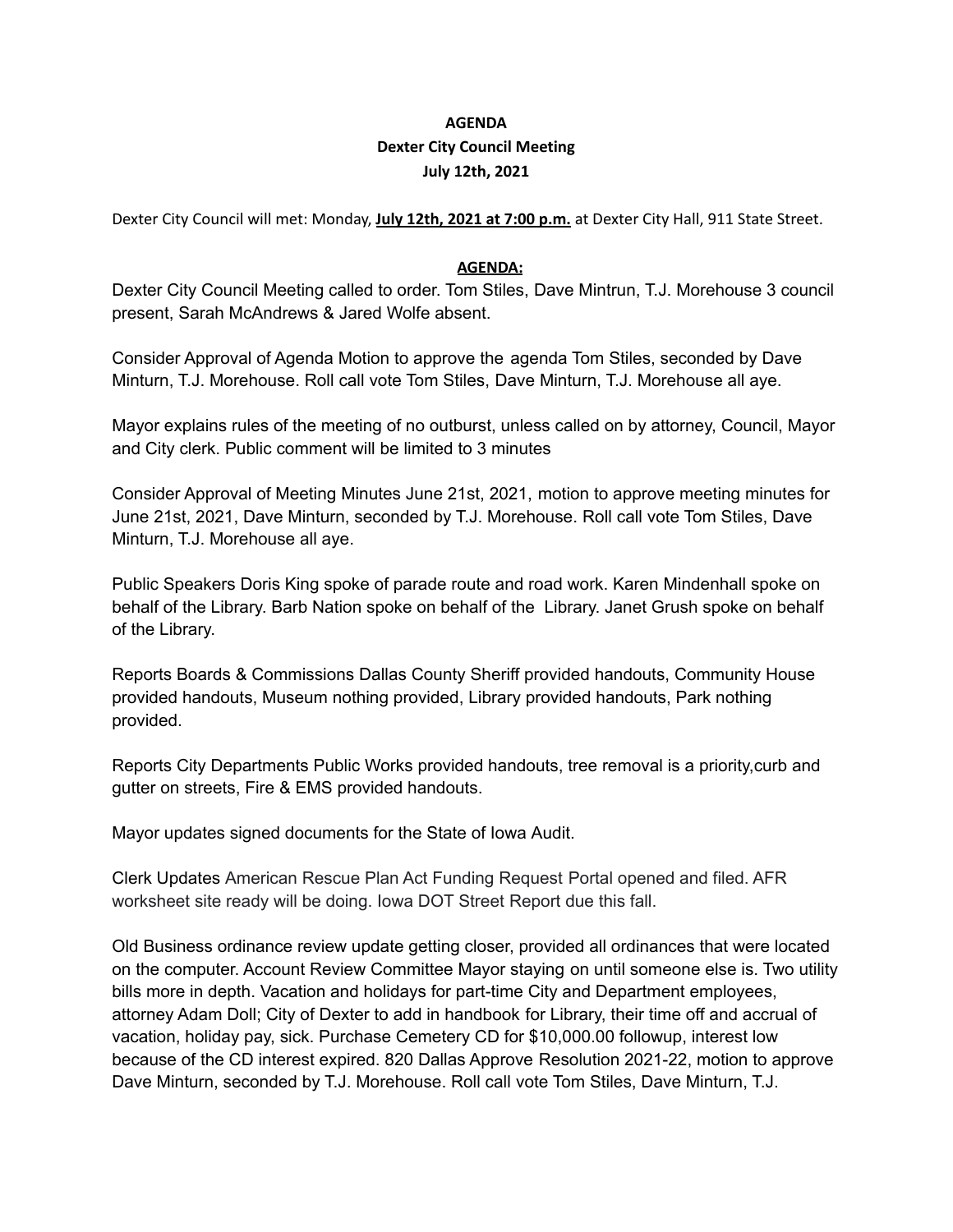**AGENDA**
**Dexter City Council Meeting**
**July 12th, 2021**

Dexter City Council will met: Monday, **July 12th, 2021 at 7:00 p.m.** at Dexter City Hall, 911 State Street.

**AGENDA:**

Dexter City Council Meeting called to order. Tom Stiles, Dave Mintrun, T.J. Morehouse 3 council present, Sarah McAndrews & Jared Wolfe absent.

Consider Approval of Agenda Motion to approve the agenda Tom Stiles, seconded by Dave Minturn, T.J. Morehouse. Roll call vote Tom Stiles, Dave Minturn, T.J. Morehouse all aye.

Mayor explains rules of the meeting of no outburst, unless called on by attorney, Council, Mayor and City clerk. Public comment will be limited to 3 minutes

Consider Approval of Meeting Minutes June 21st, 2021, motion to approve meeting minutes for June 21st, 2021, Dave Minturn, seconded by T.J. Morehouse. Roll call vote Tom Stiles, Dave Minturn, T.J. Morehouse all aye.

Public Speakers Doris King spoke of parade route and road work. Karen Mindenhall spoke on behalf of the Library. Barb Nation spoke on behalf of the Library. Janet Grush spoke on behalf of the Library.

Reports Boards & Commissions Dallas County Sheriff provided handouts, Community House provided handouts, Museum nothing provided, Library provided handouts, Park nothing provided.

Reports City Departments Public Works provided handouts, tree removal is a priority,curb and gutter on streets, Fire & EMS provided handouts.

Mayor updates signed documents for the State of Iowa Audit.

Clerk Updates American Rescue Plan Act Funding Request Portal opened and filed. AFR worksheet site ready will be doing. Iowa DOT Street Report due this fall.

Old Business ordinance review update getting closer, provided all ordinances that were located on the computer. Account Review Committee Mayor staying on until someone else is. Two utility bills more in depth. Vacation and holidays for part-time City and Department employees, attorney Adam Doll; City of Dexter to add in handbook for Library, their time off and accrual of vacation, holiday pay, sick. Purchase Cemetery CD for $10,000.00 followup, interest low because of the CD interest expired. 820 Dallas Approve Resolution 2021-22, motion to approve Dave Minturn, seconded by T.J. Morehouse. Roll call vote Tom Stiles, Dave Minturn, T.J.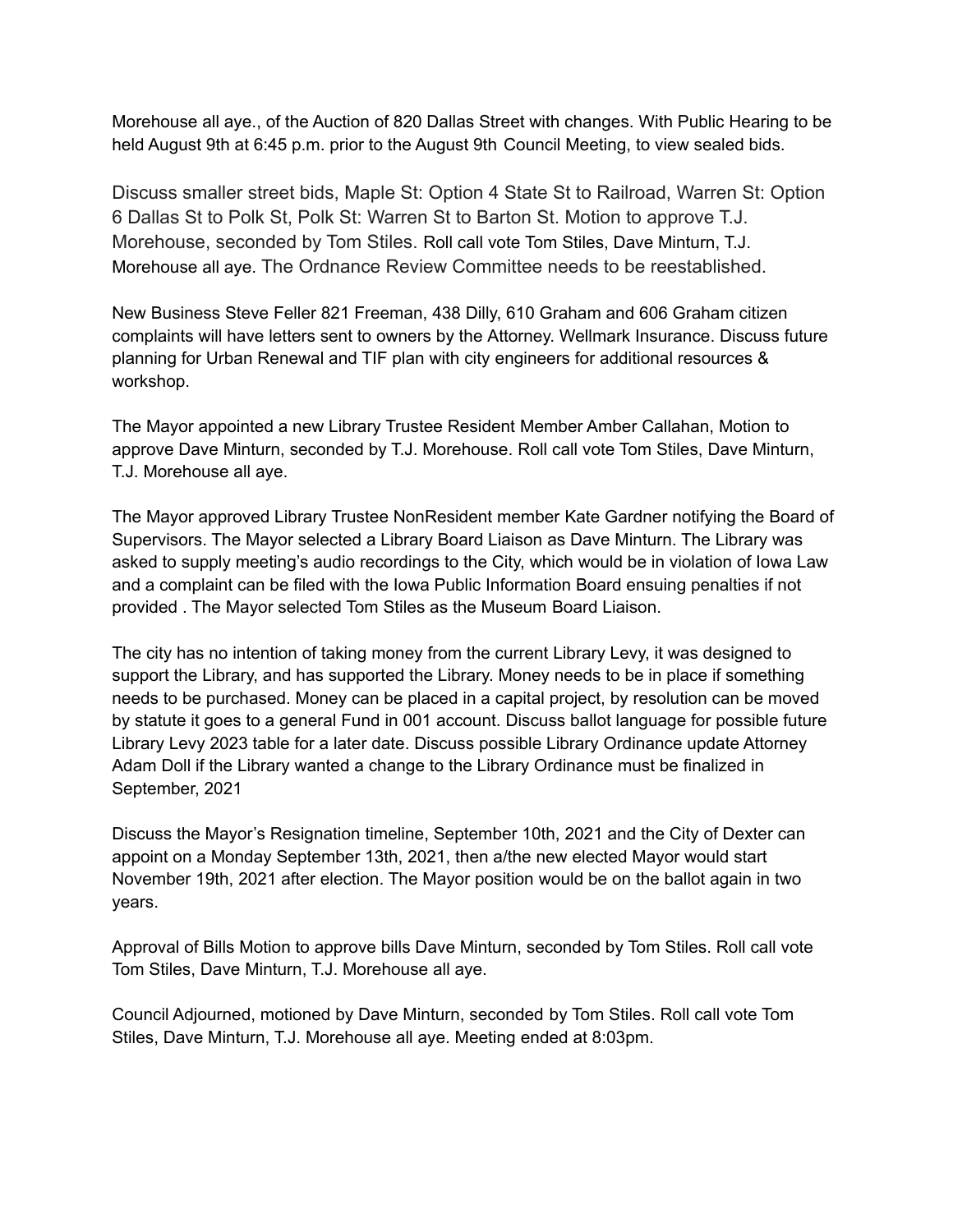Morehouse all aye., of the Auction of 820 Dallas Street with changes. With Public Hearing to be held August 9th at 6:45 p.m. prior to the August 9th Council Meeting, to view sealed bids.

Discuss smaller street bids, Maple St: Option 4 State St to Railroad, Warren St: Option 6 Dallas St to Polk St, Polk St: Warren St to Barton St. Motion to approve T.J. Morehouse, seconded by Tom Stiles. Roll call vote Tom Stiles, Dave Minturn, T.J. Morehouse all aye. The Ordnance Review Committee needs to be reestablished.

New Business Steve Feller 821 Freeman, 438 Dilly, 610 Graham and 606 Graham citizen complaints will have letters sent to owners by the Attorney. Wellmark Insurance. Discuss future planning for Urban Renewal and TIF plan with city engineers for additional resources & workshop.

The Mayor appointed a new Library Trustee Resident Member Amber Callahan, Motion to approve Dave Minturn, seconded by T.J. Morehouse. Roll call vote Tom Stiles, Dave Minturn, T.J. Morehouse all aye.

The Mayor approved Library Trustee NonResident member Kate Gardner notifying the Board of Supervisors. The Mayor selected a Library Board Liaison as Dave Minturn. The Library was asked to supply meeting's audio recordings to the City, which would be in violation of Iowa Law and a complaint can be filed with the Iowa Public Information Board ensuing penalties if not provided . The Mayor selected Tom Stiles as the Museum Board Liaison.

The city has no intention of taking money from the current Library Levy, it was designed to support the Library, and has supported the Library. Money needs to be in place if something needs to be purchased. Money can be placed in a capital project, by resolution can be moved by statute it goes to a general Fund in 001 account. Discuss ballot language for possible future Library Levy 2023 table for a later date. Discuss possible Library Ordinance update Attorney Adam Doll if the Library wanted a change to the Library Ordinance must be finalized in September, 2021

Discuss the Mayor's Resignation timeline, September 10th, 2021 and the City of Dexter can appoint on a Monday September 13th, 2021, then a/the new elected Mayor would start November 19th, 2021 after election. The Mayor position would be on the ballot again in two years.

Approval of Bills Motion to approve bills Dave Minturn, seconded by Tom Stiles. Roll call vote Tom Stiles, Dave Minturn, T.J. Morehouse all aye.

Council Adjourned, motioned by Dave Minturn, seconded by Tom Stiles. Roll call vote Tom Stiles, Dave Minturn, T.J. Morehouse all aye. Meeting ended at 8:03pm.